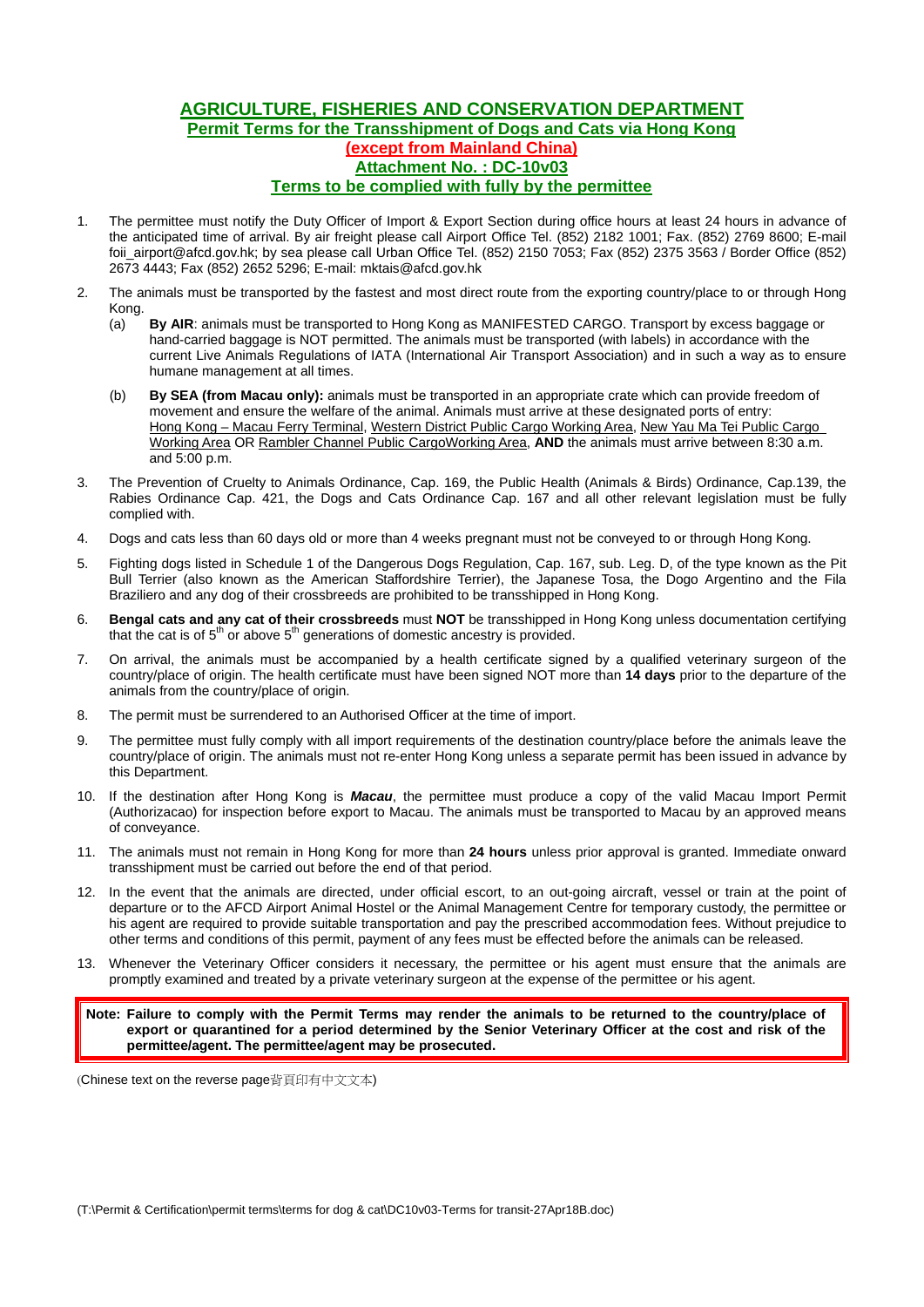# AGRICULTURE, FISHERIES AND CONSERVATION DEPARTMENT

## Permit Terms for the Transshipment of Dogs and Cats via Hong Kong

## (except from Mainland China)

## Attachment No. : DC-10v03

## Terms to be complied with fully by the permittee

1. The permittee must notify the Duty Officer of Import & Export Section during office hours at least 24 hours in advance of the anticipated time of arrival. By air freight please call Airport Office Tel. (852) 2182 1001; Fax. (852) 2769 8600; E-mail foii_airport@afcd.gov.hk; by sea please call Urban Office Tel. (852) 2150 7053; Fax (852) 2375 3563 / Border Office (852) 2673 4443; Fax (852) 2652 5296; E-mail: mktais@afcd.gov.hk

2. The animals must be transported by the fastest and most direct route from the exporting country/place to or through Hong Kong.
   - (a) **By AIR**: animals must be transported to Hong Kong as MANIFESTED CARGO. Transport by excess baggage or hand-carried baggage is NOT permitted. The animals must be transported (with labels) in accordance with the current Live Animals Regulations of IATA (International Air Transport Association) and in such a way as to ensure humane management at all times.
   - (b) **By SEA (from Macau only):** animals must be transported in an appropriate crate which can provide freedom of movement and ensure the welfare of the animal. Animals must arrive at these designated ports of entry: Hong Kong – Macau Ferry Terminal, Western District Public Cargo Working Area, New Yau Ma Tei Public Cargo Working Area OR Rambler Channel Public CargoWorking Area, **AND** the animals must arrive between 8:30 a.m. and 5:00 p.m.

3. The Prevention of Cruelty to Animals Ordinance, Cap. 169, the Public Health (Animals & Birds) Ordinance, Cap.139, the Rabies Ordinance Cap. 421, the Dogs and Cats Ordinance Cap. 167 and all other relevant legislation must be fully complied with.

4. Dogs and cats less than 60 days old or more than 4 weeks pregnant must not be conveyed to or through Hong Kong.

5. Fighting dogs listed in Schedule 1 of the Dangerous Dogs Regulation, Cap. 167, sub. Leg. D, of the type known as the Pit Bull Terrier (also known as the American Staffordshire Terrier), the Japanese Tosa, the Dogo Argentino and the Fila Braziliero and any dog of their crossbreeds are prohibited to be transshipped in Hong Kong.

6. **Bengal cats and any cat of their crossbreeds** must **NOT** be transshipped in Hong Kong unless documentation certifying that the cat is of 5th or above 5th generations of domestic ancestry is provided.

7. On arrival, the animals must be accompanied by a health certificate signed by a qualified veterinary surgeon of the country/place of origin. The health certificate must have been signed NOT more than **14 days** prior to the departure of the animals from the country/place of origin.

8. The permit must be surrendered to an Authorised Officer at the time of import.

9. The permittee must fully comply with all import requirements of the destination country/place before the animals leave the country/place of origin. The animals must not re-enter Hong Kong unless a separate permit has been issued in advance by this Department.

10. If the destination after Hong Kong is ***Macau***, the permittee must produce a copy of the valid Macau Import Permit (Authorizacao) for inspection before export to Macau. The animals must be transported to Macau by an approved means of conveyance.

11. The animals must not remain in Hong Kong for more than **24 hours** unless prior approval is granted. Immediate onward transshipment must be carried out before the end of that period.

12. In the event that the animals are directed, under official escort, to an out-going aircraft, vessel or train at the point of departure or to the AFCD Airport Animal Hostel or the Animal Management Centre for temporary custody, the permittee or his agent are required to provide suitable transportation and pay the prescribed accommodation fees. Without prejudice to other terms and conditions of this permit, payment of any fees must be effected before the animals can be released.

13. Whenever the Veterinary Officer considers it necessary, the permittee or his agent must ensure that the animals are promptly examined and treated by a private veterinary surgeon at the expense of the permittee or his agent.

**Note: Failure to comply with the Permit Terms may render the animals to be returned to the country/place of export or quarantined for a period determined by the Senior Veterinary Officer at the cost and risk of the permittee/agent. The permittee/agent may be prosecuted.**

(Chinese text on the reverse page背頁印有中文文本)

(T:\Permit & Certification\permit terms\terms for dog & cat\DC10v03-Terms for transit-27Apr18B.doc)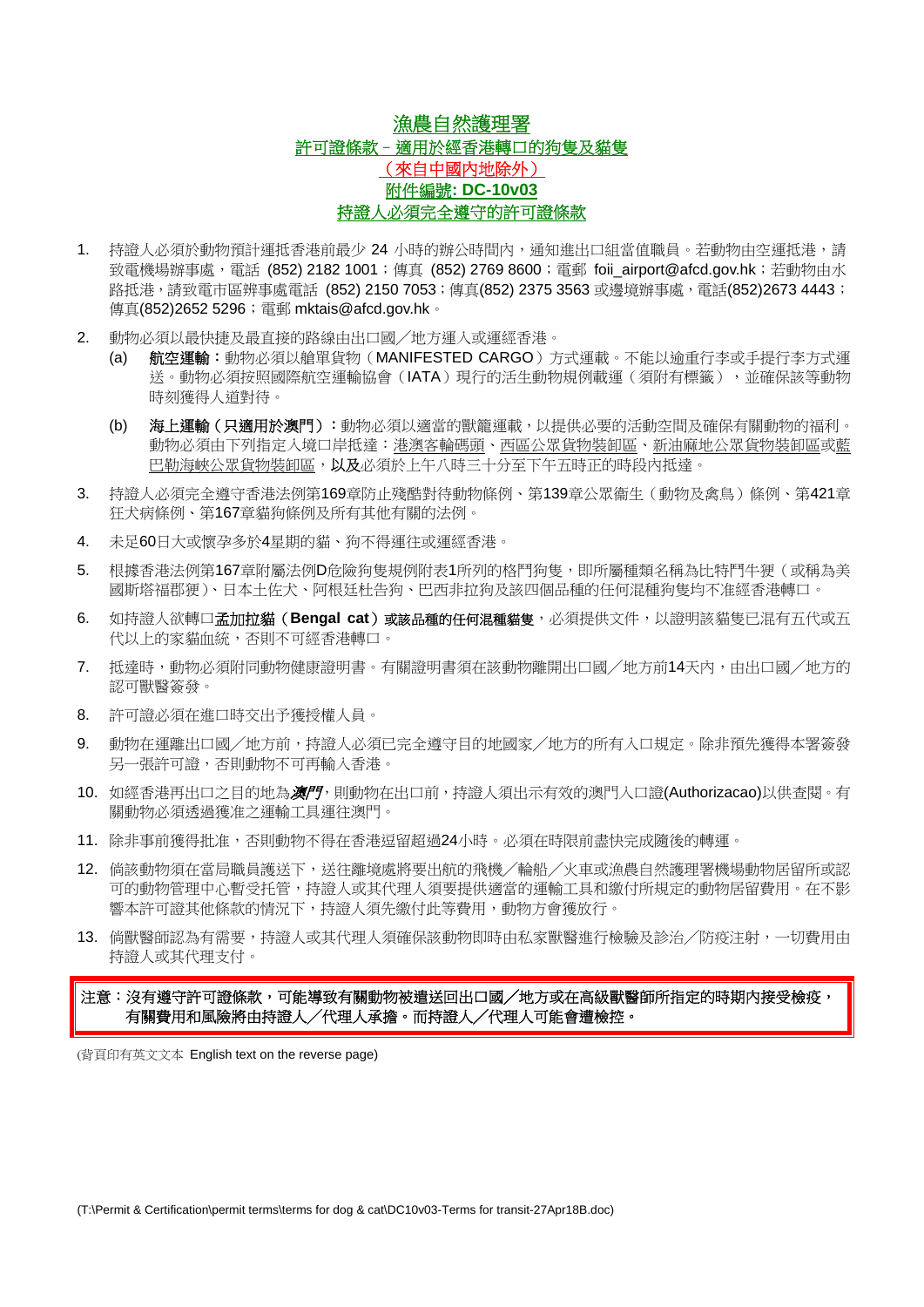# 漁農自然護理署

## 許可證條款－適用於經香港轉口的狗隻及貓隻

## （來自中國內地除外）

## 附件編號: DC-10v03

## 持證人必須完全遵守的許可證條款

1. 持證人必須於動物預計運抵香港前最少 24 小時的辦公時間內，通知進出口組當值職員。若動物由空運抵港，請致電機場辦事處，電話 (852) 2182 1001；傳真 (852) 2769 8600；電郵 foii_airport@afcd.gov.hk；若動物由水路抵港，請致電市區辦事處電話 (852) 2150 7053；傳真(852) 2375 3563 或邊境辦事處，電話(852)2673 4443；傳真(852)2652 5296；電郵 mktais@afcd.gov.hk。
2. 動物必須以最快捷及最直接的路線由出口國／地方運入或運經香港。
   - (a) **航空運輸：**動物必須以艙單貨物（MANIFESTED CARGO）方式運載。不能以逾重行李或手提行李方式運送。動物必須按照國際航空運輸協會（IATA）現行的活生動物規例載運（須附有標籤），並確保該等動物時刻獲得人道對待。
   - (b) **海上運輸（只適用於澳門）：**動物必須以適當的獸籠運載，以提供必要的活動空間及確保有關動物的福利。動物必須由下列指定入境口岸抵達：港澳客輪碼頭、西區公眾貨物裝卸區、新油麻地公眾貨物裝卸區或藍巴勒海峽公眾貨物裝卸區，**以及**必須於上午八時三十分至下午五時正的時段內抵達。
3. 持證人必須完全遵守香港法例第169章防止殘酷對待動物條例、第139章公眾衞生（動物及禽鳥）條例、第421章狂犬病條例、第167章貓狗條例及所有其他有關的法例。
4. 未足60日大或懷孕多於4星期的貓、狗不得運往或運經香港。
5. 根據香港法例第167章附屬法例D危險狗隻規例附表1所列的格鬥狗隻，即所屬種類名稱為比特鬥牛㹴（或稱為美國斯塔福郡㹴）、日本土佐犬、阿根廷杜告狗、巴西非拉狗及該四個品種的任何混種狗隻均不准經香港轉口。
6. 如持證人欲轉口**孟加拉貓（Bengal cat）或該品種的任何混種貓隻**，必須提供文件，以證明該貓隻已混有五代或五代以上的家貓血統，否則不可經香港轉口。
7. 抵達時，動物必須附同動物健康證明書。有關證明書須在該動物離開出口國／地方前14天內，由出口國／地方的認可獸醫簽發。
8. 許可證必須在進口時交出予獲授權人員。
9. 動物在運離出口國／地方前，持證人必須已完全遵守目的地國家／地方的所有入口規定。除非預先獲得本署簽發另一張許可證，否則動物不可再輸入香港。
10. 如經香港再出口之目的地為***澳門***，則動物在出口前，持證人須出示有效的澳門入口證(Authorizacao)以供查閱。有關動物必須透過獲准之運輸工具運往澳門。
11. 除非事前獲得批准，否則動物不得在香港逗留超過24小時。必須在時限前盡快完成隨後的轉運。
12. 倘該動物須在當局職員護送下，送往離境處將要出航的飛機／輪船／火車或漁農自然護理署機場動物居留所或認可的動物管理中心暫受托管，持證人或其代理人須要提供適當的運輸工具和繳付所規定的動物居留費用。在不影響本許可證其他條款的情況下，持證人須先繳付此等費用，動物方會獲放行。
13. 倘獸醫師認為有需要，持證人或其代理人須確保該動物即時由私家獸醫進行檢驗及診治／防疫注射，一切費用由持證人或其代理支付。

**注意：沒有遵守許可證條款，可能導致有關動物被遣送回出口國／地方或在高級獸醫師所指定的時期內接受檢疫，有關費用和風險將由持證人／代理人承擔。而持證人／代理人可能會遭檢控。**

(背頁印有英文文本 English text on the reverse page)

(T:\Permit & Certification\permit terms\terms for dog & cat\DC10v03-Terms for transit-27Apr18B.doc)